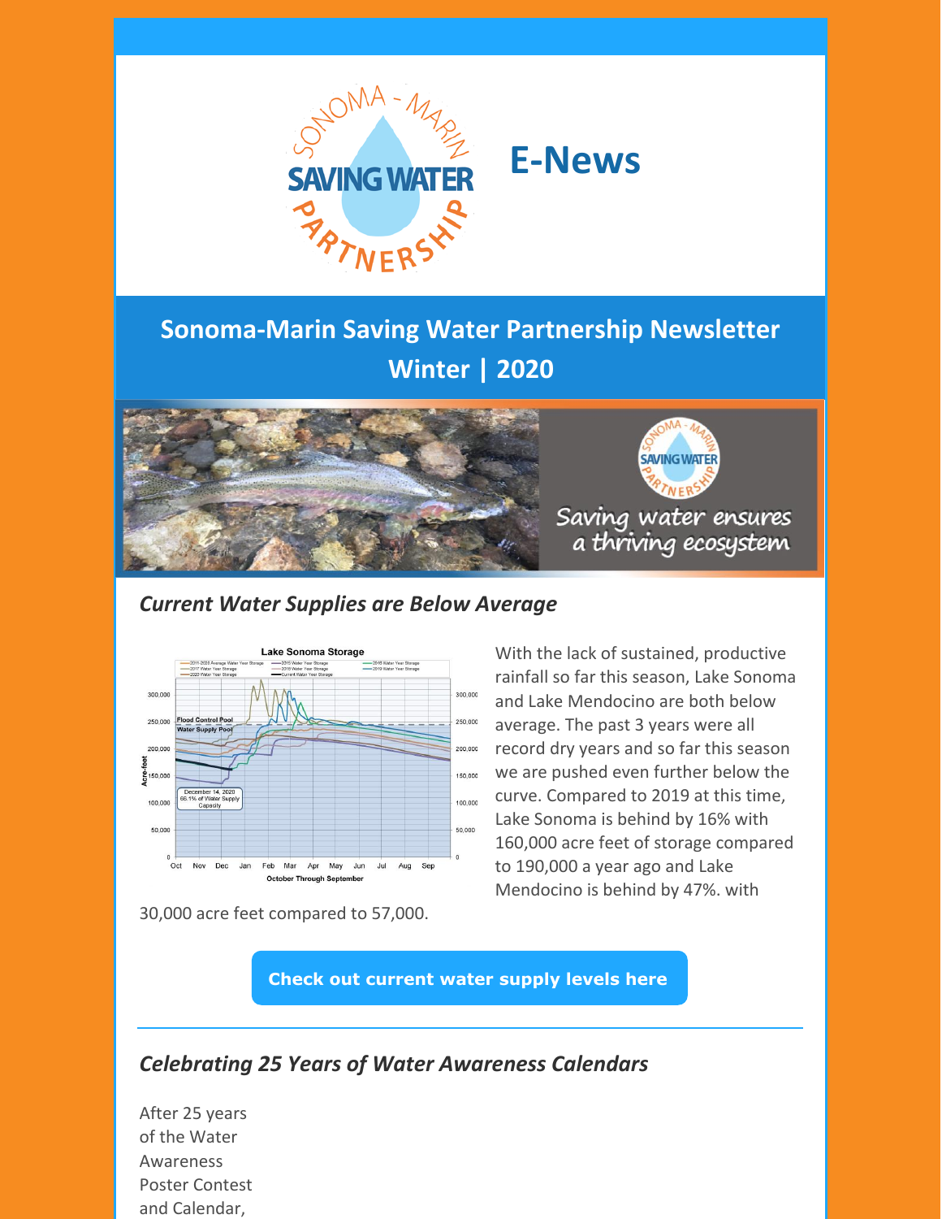# E-News

## Sonoma-Marin Saving Water Partnership Newsletter Winter | 2020

Saving water ensures a thriving ecosystem

### *Current Water Supplies are Below Average*

With the lack of sustained, productive rainfall so far this season, Lake Sonoma and Lake Mendocino are both below average. The past 3 years were all record dry years and so far this season we are pushed even further below the curve. Compared to 2019 at this time, Lake Sonoma is behind by 16% with 160,000 acre feet of storage compared to 190,000 a year ago and Lake Mendocino is behind by 47%. with 30,000 acre feet compared to 57,000.

**Check out current water supply levels here**

### *Celebrating 25 Years of Water Awareness Calendars*

After 25 years of the Water Awareness Poster Contest and Calendar,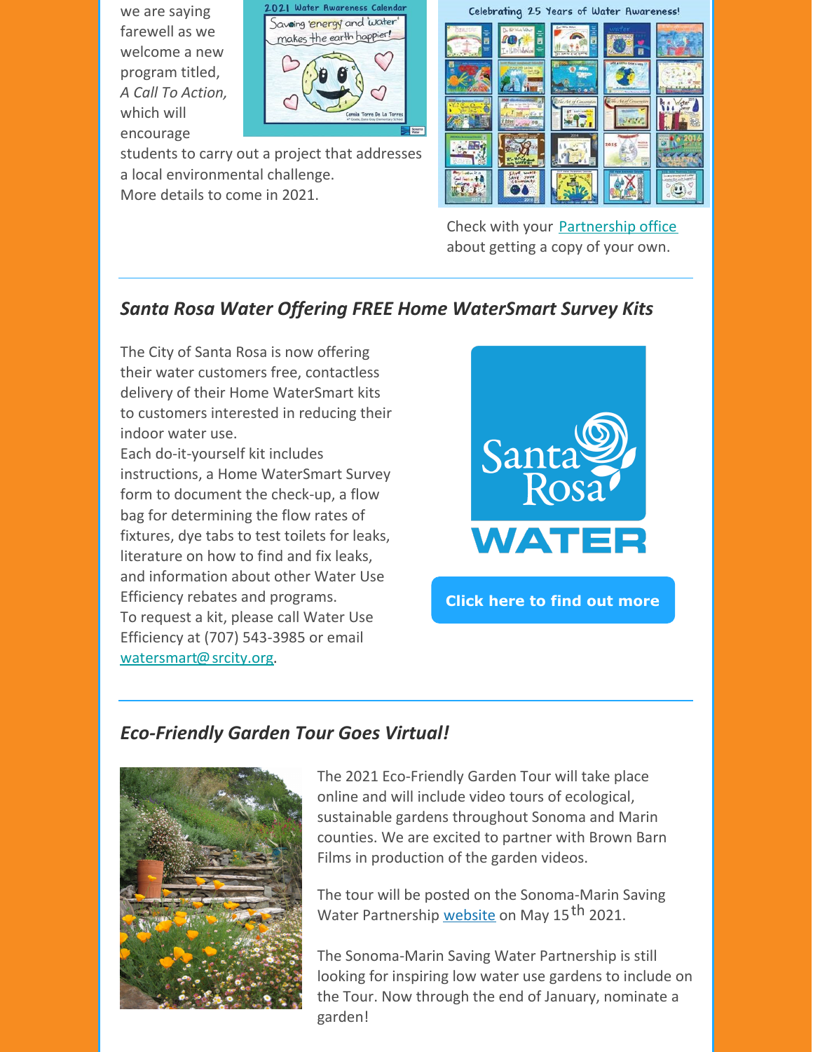we are saying farewell as we welcome a new program titled, *A Call To Action,* which will encourage students to carry out a project that addresses a local environmental challenge. More details to come in 2021.

Check with your Partnership office about getting a copy of your own.

---

### *Santa Rosa Water Offering FREE Home WaterSmart Survey Kits*

The City of Santa Rosa is now offering their water customers free, contactless delivery of their Home WaterSmart kits to customers interested in reducing their indoor water use.

Each do-it-yourself kit includes instructions, a Home WaterSmart Survey form to document the check-up, a flow bag for determining the flow rates of fixtures, dye tabs to test toilets for leaks, literature on how to find and fix leaks, and information about other Water Use Efficiency rebates and programs.

To request a kit, please call Water Use Efficiency at (707) 543-3985 or email watersmart@srcity.org.

**Click here to find out more**

---

### *Eco-Friendly Garden Tour Goes Virtual!*

The 2021 Eco-Friendly Garden Tour will take place online and will include video tours of ecological, sustainable gardens throughout Sonoma and Marin counties. We are excited to partner with Brown Barn Films in production of the garden videos.

The tour will be posted on the Sonoma-Marin Saving Water Partnership website on May 15th 2021.

The Sonoma-Marin Saving Water Partnership is still looking for inspiring low water use gardens to include on the Tour. Now through the end of January, nominate a garden!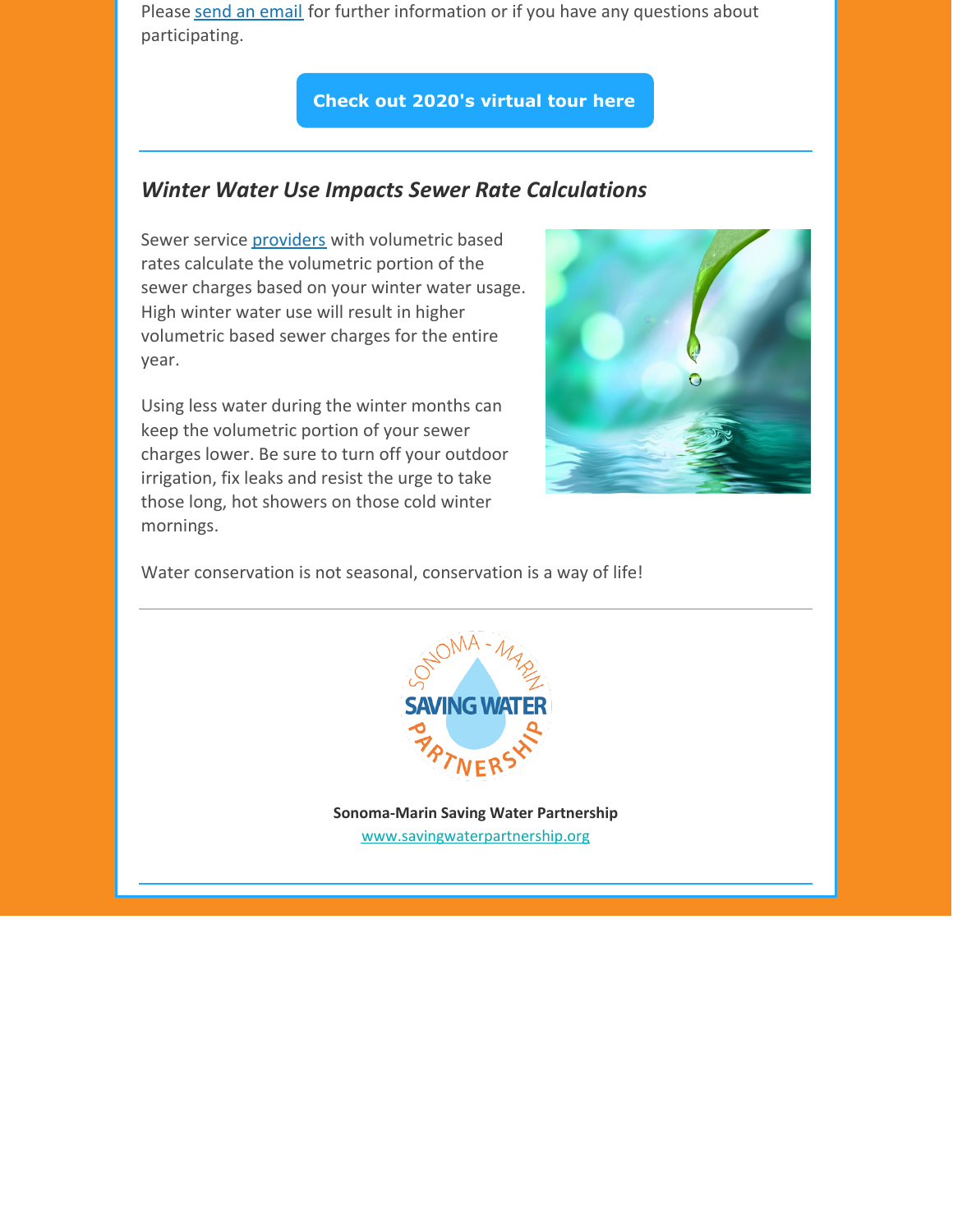Please send an email for further information or if you have any questions about participating.

Check out 2020's virtual tour here

---

### *Winter Water Use Impacts Sewer Rate Calculations*

Sewer service providers with volumetric based rates calculate the volumetric portion of the sewer charges based on your winter water usage. High winter water use will result in higher volumetric based sewer charges for the entire year.

Using less water during the winter months can keep the volumetric portion of your sewer charges lower. Be sure to turn off your outdoor irrigation, fix leaks and resist the urge to take those long, hot showers on those cold winter mornings.

Water conservation is not seasonal, conservation is a way of life!

---

**Sonoma-Marin Saving Water Partnership**
www.savingwaterpartnership.org